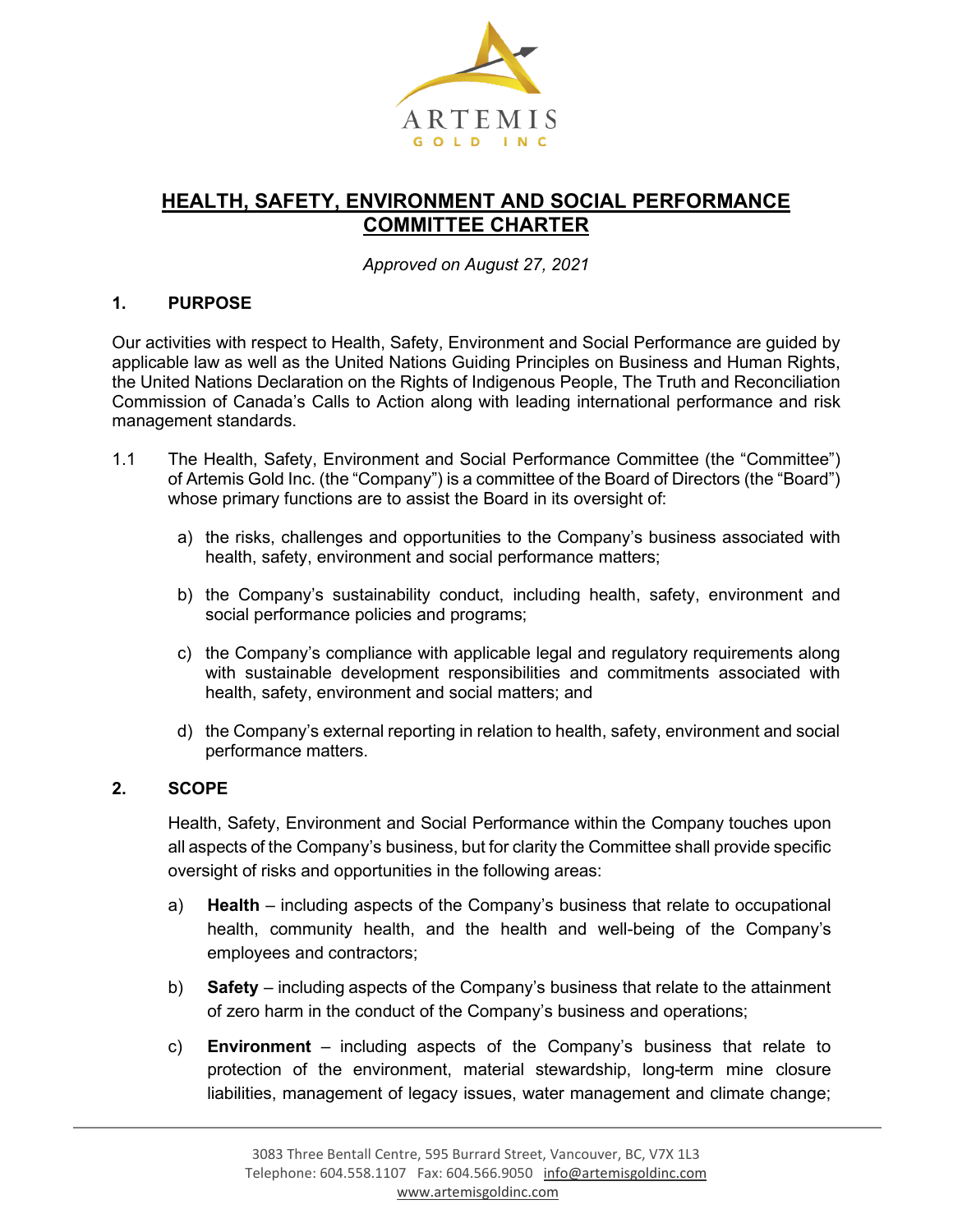ARTEMIS

GOLD INC

# HEALTH, SAFETY, ENVIRONMENT AND SOCIAL PERFORMANCE COMMITTEE CHARTER

*Approved on August 27, 2021*

## 1. PURPOSE

Our activities with respect to Health, Safety, Environment and Social Performance are guided by applicable law as well as the United Nations Guiding Principles on Business and Human Rights, the United Nations Declaration on the Rights of Indigenous People, The Truth and Reconciliation Commission of Canada's Calls to Action along with leading international performance and risk management standards.

1.1 The Health, Safety, Environment and Social Performance Committee (the "Committee") of Artemis Gold Inc. (the "Company") is a committee of the Board of Directors (the "Board") whose primary functions are to assist the Board in its oversight of:

a) the risks, challenges and opportunities to the Company's business associated with health, safety, environment and social performance matters;

b) the Company's sustainability conduct, including health, safety, environment and social performance policies and programs;

c) the Company's compliance with applicable legal and regulatory requirements along with sustainable development responsibilities and commitments associated with health, safety, environment and social matters; and

d) the Company's external reporting in relation to health, safety, environment and social performance matters.

## 2. SCOPE

Health, Safety, Environment and Social Performance within the Company touches upon all aspects of the Company's business, but for clarity the Committee shall provide specific oversight of risks and opportunities in the following areas:

a) **Health** – including aspects of the Company's business that relate to occupational health, community health, and the health and well-being of the Company's employees and contractors;

b) **Safety** – including aspects of the Company's business that relate to the attainment of zero harm in the conduct of the Company's business and operations;

c) **Environment** – including aspects of the Company's business that relate to protection of the environment, material stewardship, long-term mine closure liabilities, management of legacy issues, water management and climate change;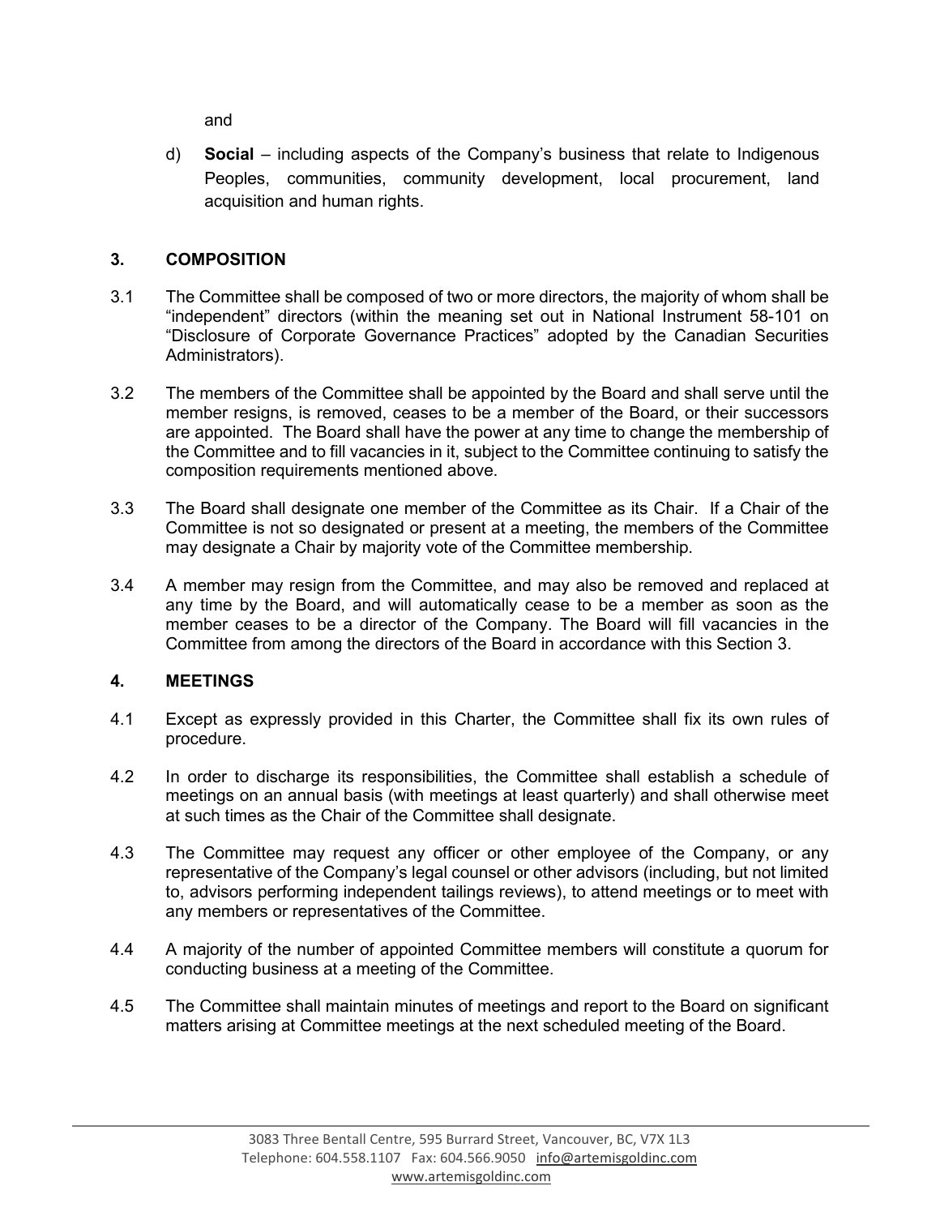and

d) **Social** – including aspects of the Company's business that relate to Indigenous Peoples, communities, community development, local procurement, land acquisition and human rights.

## 3. COMPOSITION

3.1 The Committee shall be composed of two or more directors, the majority of whom shall be "independent" directors (within the meaning set out in National Instrument 58-101 on "Disclosure of Corporate Governance Practices" adopted by the Canadian Securities Administrators).

3.2 The members of the Committee shall be appointed by the Board and shall serve until the member resigns, is removed, ceases to be a member of the Board, or their successors are appointed. The Board shall have the power at any time to change the membership of the Committee and to fill vacancies in it, subject to the Committee continuing to satisfy the composition requirements mentioned above.

3.3 The Board shall designate one member of the Committee as its Chair. If a Chair of the Committee is not so designated or present at a meeting, the members of the Committee may designate a Chair by majority vote of the Committee membership.

3.4 A member may resign from the Committee, and may also be removed and replaced at any time by the Board, and will automatically cease to be a member as soon as the member ceases to be a director of the Company. The Board will fill vacancies in the Committee from among the directors of the Board in accordance with this Section 3.

## 4. MEETINGS

4.1 Except as expressly provided in this Charter, the Committee shall fix its own rules of procedure.

4.2 In order to discharge its responsibilities, the Committee shall establish a schedule of meetings on an annual basis (with meetings at least quarterly) and shall otherwise meet at such times as the Chair of the Committee shall designate.

4.3 The Committee may request any officer or other employee of the Company, or any representative of the Company's legal counsel or other advisors (including, but not limited to, advisors performing independent tailings reviews), to attend meetings or to meet with any members or representatives of the Committee.

4.4 A majority of the number of appointed Committee members will constitute a quorum for conducting business at a meeting of the Committee.

4.5 The Committee shall maintain minutes of meetings and report to the Board on significant matters arising at Committee meetings at the next scheduled meeting of the Board.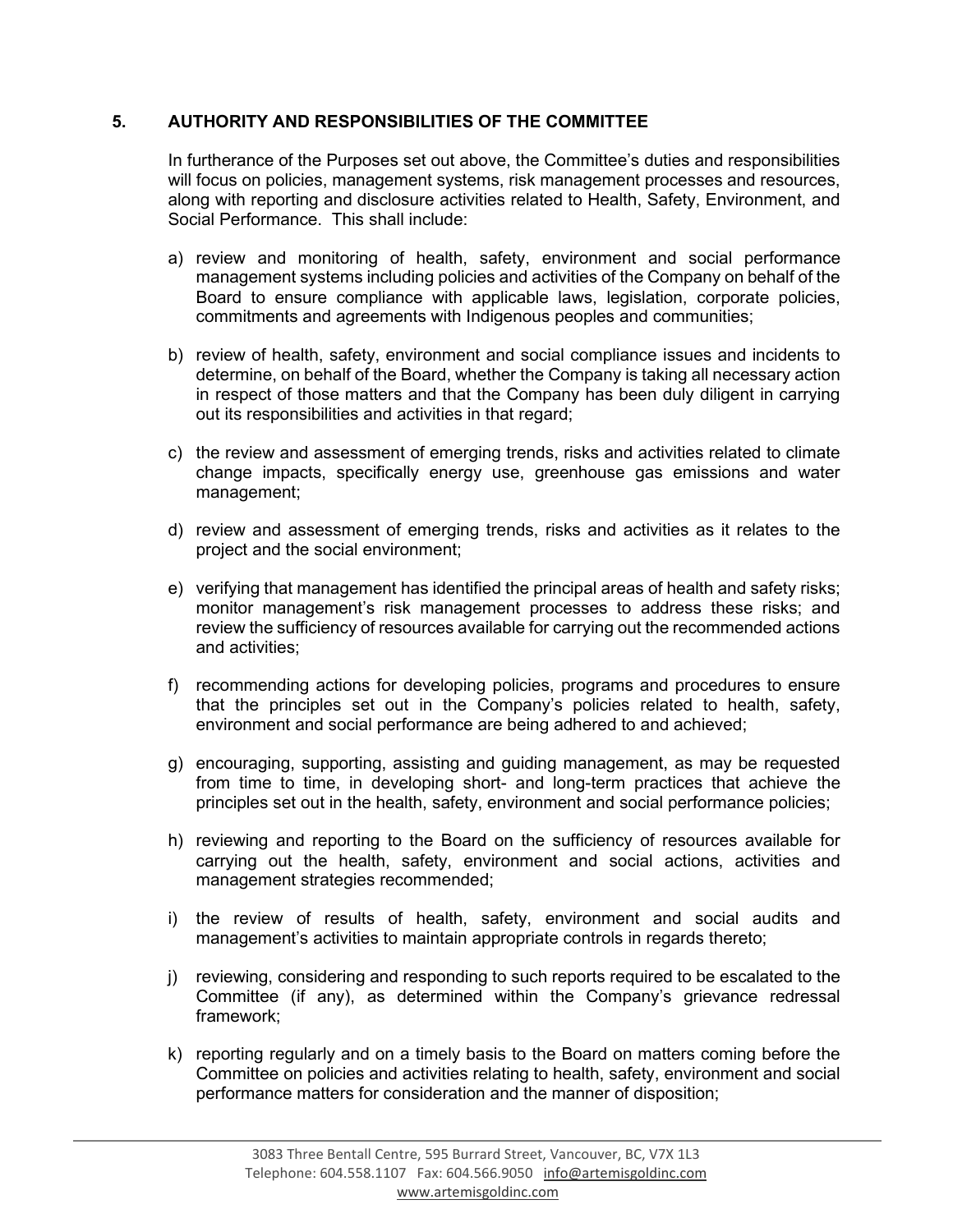## 5. AUTHORITY AND RESPONSIBILITIES OF THE COMMITTEE

In furtherance of the Purposes set out above, the Committee's duties and responsibilities will focus on policies, management systems, risk management processes and resources, along with reporting and disclosure activities related to Health, Safety, Environment, and Social Performance. This shall include:

a) review and monitoring of health, safety, environment and social performance management systems including policies and activities of the Company on behalf of the Board to ensure compliance with applicable laws, legislation, corporate policies, commitments and agreements with Indigenous peoples and communities;

b) review of health, safety, environment and social compliance issues and incidents to determine, on behalf of the Board, whether the Company is taking all necessary action in respect of those matters and that the Company has been duly diligent in carrying out its responsibilities and activities in that regard;

c) the review and assessment of emerging trends, risks and activities related to climate change impacts, specifically energy use, greenhouse gas emissions and water management;

d) review and assessment of emerging trends, risks and activities as it relates to the project and the social environment;

e) verifying that management has identified the principal areas of health and safety risks; monitor management's risk management processes to address these risks; and review the sufficiency of resources available for carrying out the recommended actions and activities;

f) recommending actions for developing policies, programs and procedures to ensure that the principles set out in the Company's policies related to health, safety, environment and social performance are being adhered to and achieved;

g) encouraging, supporting, assisting and guiding management, as may be requested from time to time, in developing short- and long-term practices that achieve the principles set out in the health, safety, environment and social performance policies;

h) reviewing and reporting to the Board on the sufficiency of resources available for carrying out the health, safety, environment and social actions, activities and management strategies recommended;

i) the review of results of health, safety, environment and social audits and management's activities to maintain appropriate controls in regards thereto;

j) reviewing, considering and responding to such reports required to be escalated to the Committee (if any), as determined within the Company's grievance redressal framework;

k) reporting regularly and on a timely basis to the Board on matters coming before the Committee on policies and activities relating to health, safety, environment and social performance matters for consideration and the manner of disposition;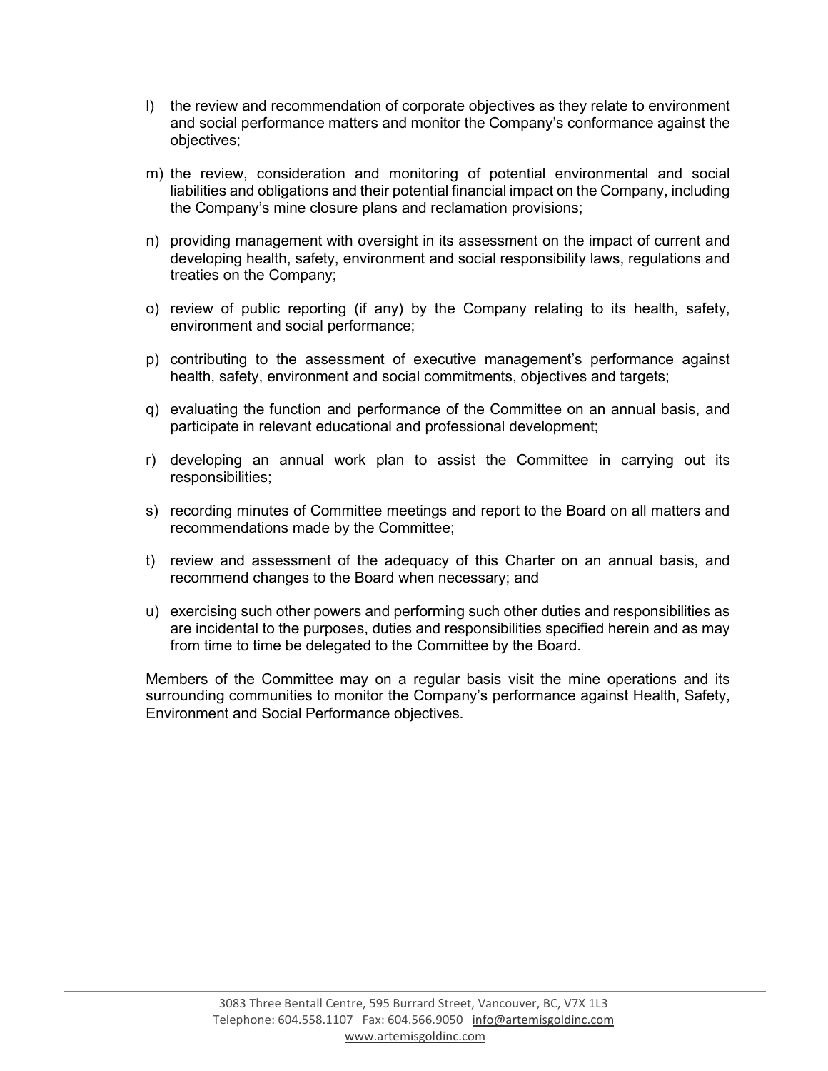l) the review and recommendation of corporate objectives as they relate to environment and social performance matters and monitor the Company's conformance against the objectives;

m) the review, consideration and monitoring of potential environmental and social liabilities and obligations and their potential financial impact on the Company, including the Company's mine closure plans and reclamation provisions;

n) providing management with oversight in its assessment on the impact of current and developing health, safety, environment and social responsibility laws, regulations and treaties on the Company;

o) review of public reporting (if any) by the Company relating to its health, safety, environment and social performance;

p) contributing to the assessment of executive management's performance against health, safety, environment and social commitments, objectives and targets;

q) evaluating the function and performance of the Committee on an annual basis, and participate in relevant educational and professional development;

r) developing an annual work plan to assist the Committee in carrying out its responsibilities;

s) recording minutes of Committee meetings and report to the Board on all matters and recommendations made by the Committee;

t) review and assessment of the adequacy of this Charter on an annual basis, and recommend changes to the Board when necessary; and

u) exercising such other powers and performing such other duties and responsibilities as are incidental to the purposes, duties and responsibilities specified herein and as may from time to time be delegated to the Committee by the Board.

Members of the Committee may on a regular basis visit the mine operations and its surrounding communities to monitor the Company's performance against Health, Safety, Environment and Social Performance objectives.